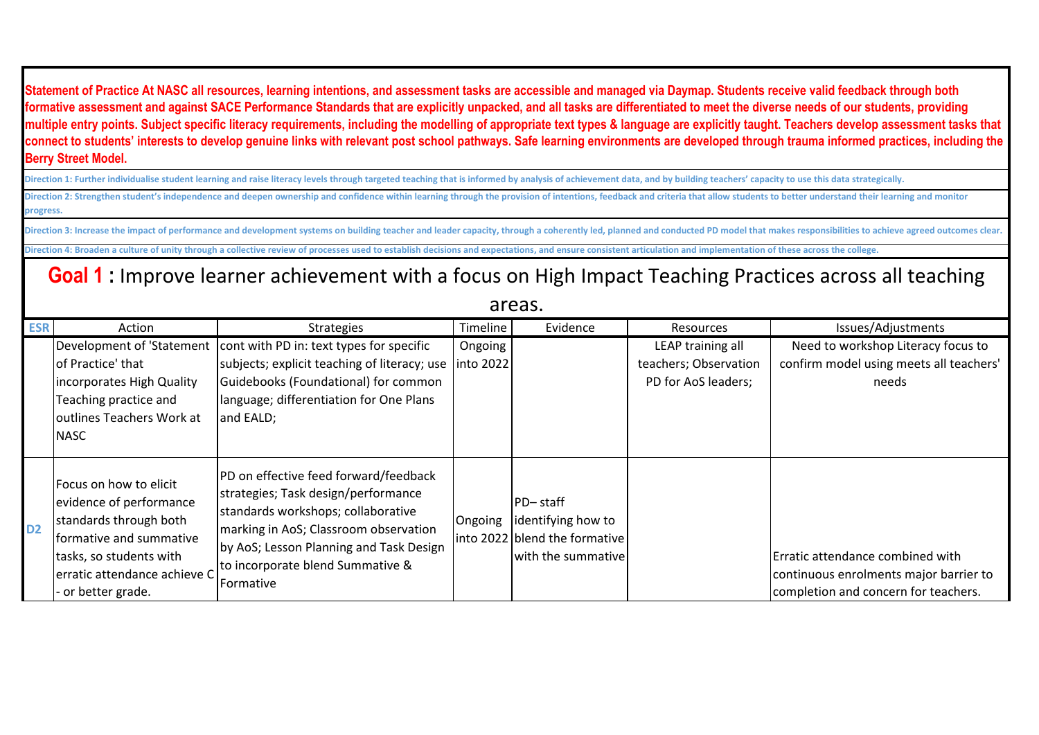**Statement of Practice At NASC all resources, learning intentions, and assessment tasks are accessible and managed via Daymap. Students receive valid feedback through both formative assessment and against SACE Performance Standards that are explicitly unpacked, and all tasks are differentiated to meet the diverse needs of our students, providing multiple entry points. Subject specific literacy requirements, including the modelling of appropriate text types & language are explicitly taught. Teachers develop assessment tasks that connect to students' interests to develop genuine links with relevant post school pathways. Safe learning environments are developed through trauma informed practices, including the Berry Street Model.**

**Direction 1: Further individualise student learning and raise literacy levels through targeted teaching that is informed by analysis of achievement data, and by building teachers' capacity to use this data strategically.**

**Direction 2: Strengthen student's independence and deepen ownership and confidence within learning through the provision of intentions, feedback and criteria that allow students to better understand their learning and monitor progress.**

**Direction 3: Increase the impact of performance and development systems on building teacher and leader capacity, through a coherently led, planned and conducted PD model that makes responsibilities to achieve agreed outcomes clear.**

**Direction 4: Broaden a culture of unity through a collective review of processes used to establish decisions and expectations, and ensure consistent articulation and implementation of these across the college.**

## Goal 1 : Improve learner achievement with a focus on High Impact Teaching Practices across all teaching areas.

| ESR | Action | Strategies | Timeline | Evidence | Resources | Issues/Adjustments |
|---|---|---|---|---|---|---|
| | Development of 'Statement of Practice' that incorporates High Quality Teaching practice and outlines Teachers Work at NASC | cont with PD in: text types for specific subjects; explicit teaching of literacy; use Guidebooks (Foundational) for common language; differentiation for One Plans and EALD; | Ongoing into 2022 | | LEAP training all teachers; Observation PD for AoS leaders; | Need to workshop Literacy focus to confirm model using meets all teachers' needs |
| D2 | Focus on how to elicit evidence of performance standards through both formative and summative tasks, so students with erratic attendance achieve C - or better grade. | PD on effective feed forward/feedback strategies; Task design/performance standards workshops; collaborative marking in AoS; Classroom observation by AoS; Lesson Planning and Task Design to incorporate blend Summative & Formative | Ongoing into 2022 | PD– staff identifying how to blend the formative with the summative | | Erratic attendance combined with continuous enrolments major barrier to completion and concern for teachers. |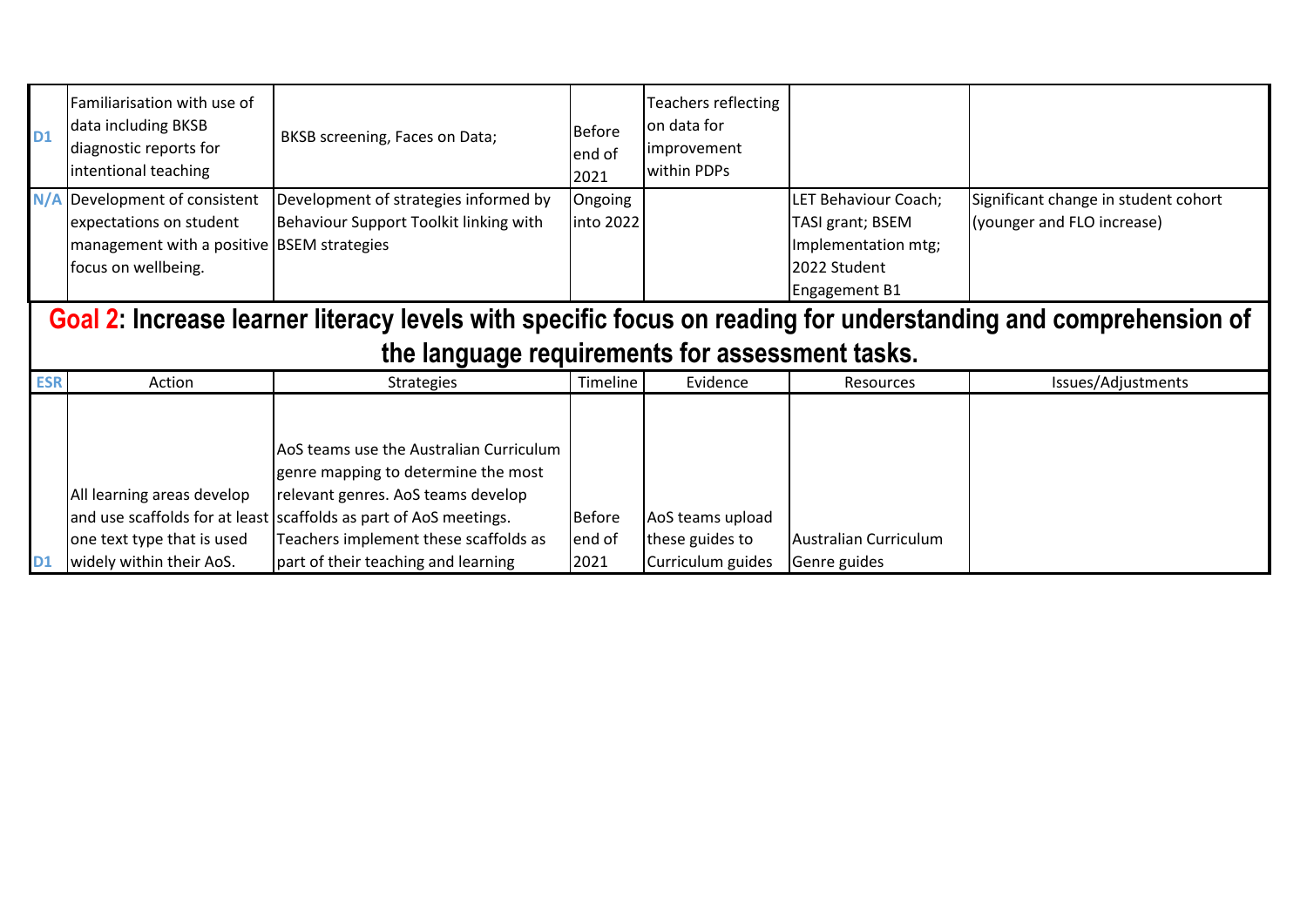| | | | | | | |
|---|---|---|---|---|---|---|
| D1 | Familiarisation with use of data including BKSB diagnostic reports for intentional teaching | BKSB screening, Faces on Data; | Before end of 2021 | Teachers reflecting on data for improvement within PDPs | | |
| N/A | Development of consistent expectations on student management with a positive focus on wellbeing. | Development of strategies informed by Behaviour Support Toolkit linking with BSEM strategies | Ongoing into 2022 | | LET Behaviour Coach; TASI grant; BSEM Implementation mtg; 2022 Student Engagement B1 | Significant change in student cohort (younger and FLO increase) |

## Goal 2: Increase learner literacy levels with specific focus on reading for understanding and comprehension of the language requirements for assessment tasks.

| ESR | Action | Strategies | Timeline | Evidence | Resources | Issues/Adjustments |
|---|---|---|---|---|---|---|
| D1 | All learning areas develop and use scaffolds for at least one text type that is used widely within their AoS. | AoS teams use the Australian Curriculum genre mapping to determine the most relevant genres. AoS teams develop scaffolds as part of AoS meetings. Teachers implement these scaffolds as part of their teaching and learning | Before end of 2021 | AoS teams upload these guides to Curriculum guides | Australian Curriculum Genre guides | |